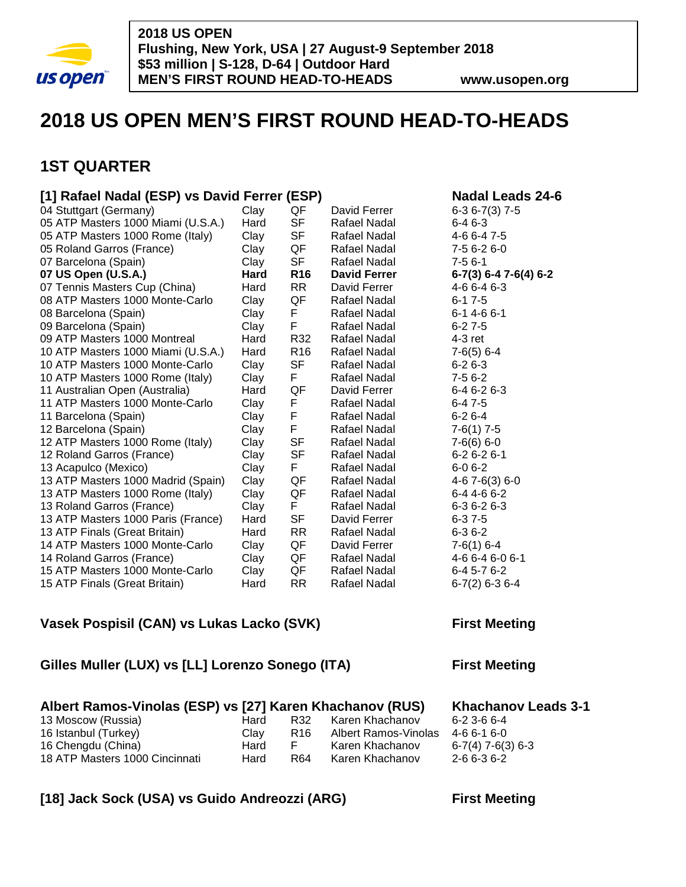**2018 US OPEN**
**Flushing, New York, USA | 27 August-9 September 2018**
**$53 million | S-128, D-64 | Outdoor Hard**
**MEN'S FIRST ROUND HEAD-TO-HEADS** **www.usopen.org**

# 2018 US OPEN MEN'S FIRST ROUND HEAD-TO-HEADS

## 1ST QUARTER

### [1] Rafael Nadal (ESP) vs David Ferrer (ESP) — Nadal Leads 24-6

| Tournament | Surface | Round | Winner | Score |
|---|---|---|---|---|
| 04 Stuttgart (Germany) | Clay | QF | David Ferrer | 6-3 6-7(3) 7-5 |
| 05 ATP Masters 1000 Miami (U.S.A.) | Hard | SF | Rafael Nadal | 6-4 6-3 |
| 05 ATP Masters 1000 Rome (Italy) | Clay | SF | Rafael Nadal | 4-6 6-4 7-5 |
| 05 Roland Garros (France) | Clay | QF | Rafael Nadal | 7-5 6-2 6-0 |
| 07 Barcelona (Spain) | Clay | SF | Rafael Nadal | 7-5 6-1 |
| **07 US Open (U.S.A.)** | **Hard** | **R16** | **David Ferrer** | **6-7(3) 6-4 7-6(4) 6-2** |
| 07 Tennis Masters Cup (China) | Hard | RR | David Ferrer | 4-6 6-4 6-3 |
| 08 ATP Masters 1000 Monte-Carlo | Clay | QF | Rafael Nadal | 6-1 7-5 |
| 08 Barcelona (Spain) | Clay | F | Rafael Nadal | 6-1 4-6 6-1 |
| 09 Barcelona (Spain) | Clay | F | Rafael Nadal | 6-2 7-5 |
| 09 ATP Masters 1000 Montreal | Hard | R32 | Rafael Nadal | 4-3 ret |
| 10 ATP Masters 1000 Miami (U.S.A.) | Hard | R16 | Rafael Nadal | 7-6(5) 6-4 |
| 10 ATP Masters 1000 Monte-Carlo | Clay | SF | Rafael Nadal | 6-2 6-3 |
| 10 ATP Masters 1000 Rome (Italy) | Clay | F | Rafael Nadal | 7-5 6-2 |
| 11 Australian Open (Australia) | Hard | QF | David Ferrer | 6-4 6-2 6-3 |
| 11 ATP Masters 1000 Monte-Carlo | Clay | F | Rafael Nadal | 6-4 7-5 |
| 11 Barcelona (Spain) | Clay | F | Rafael Nadal | 6-2 6-4 |
| 12 Barcelona (Spain) | Clay | F | Rafael Nadal | 7-6(1) 7-5 |
| 12 ATP Masters 1000 Rome (Italy) | Clay | SF | Rafael Nadal | 7-6(6) 6-0 |
| 12 Roland Garros (France) | Clay | SF | Rafael Nadal | 6-2 6-2 6-1 |
| 13 Acapulco (Mexico) | Clay | F | Rafael Nadal | 6-0 6-2 |
| 13 ATP Masters 1000 Madrid (Spain) | Clay | QF | Rafael Nadal | 4-6 7-6(3) 6-0 |
| 13 ATP Masters 1000 Rome (Italy) | Clay | QF | Rafael Nadal | 6-4 4-6 6-2 |
| 13 Roland Garros (France) | Clay | F | Rafael Nadal | 6-3 6-2 6-3 |
| 13 ATP Masters 1000 Paris (France) | Hard | SF | David Ferrer | 6-3 7-5 |
| 13 ATP Finals (Great Britain) | Hard | RR | Rafael Nadal | 6-3 6-2 |
| 14 ATP Masters 1000 Monte-Carlo | Clay | QF | David Ferrer | 7-6(1) 6-4 |
| 14 Roland Garros (France) | Clay | QF | Rafael Nadal | 4-6 6-4 6-0 6-1 |
| 15 ATP Masters 1000 Monte-Carlo | Clay | QF | Rafael Nadal | 6-4 5-7 6-2 |
| 15 ATP Finals (Great Britain) | Hard | RR | Rafael Nadal | 6-7(2) 6-3 6-4 |

### Vasek Pospisil (CAN) vs Lukas Lacko (SVK) — First Meeting

### Gilles Muller (LUX) vs [LL] Lorenzo Sonego (ITA) — First Meeting

### Albert Ramos-Vinolas (ESP) vs [27] Karen Khachanov (RUS) — Khachanov Leads 3-1

| Tournament | Surface | Round | Winner | Score |
|---|---|---|---|---|
| 13 Moscow (Russia) | Hard | R32 | Karen Khachanov | 6-2 3-6 6-4 |
| 16 Istanbul (Turkey) | Clay | R16 | Albert Ramos-Vinolas | 4-6 6-1 6-0 |
| 16 Chengdu (China) | Hard | F | Karen Khachanov | 6-7(4) 7-6(3) 6-3 |
| 18 ATP Masters 1000 Cincinnati | Hard | R64 | Karen Khachanov | 2-6 6-3 6-2 |

### [18] Jack Sock (USA) vs Guido Andreozzi (ARG) — First Meeting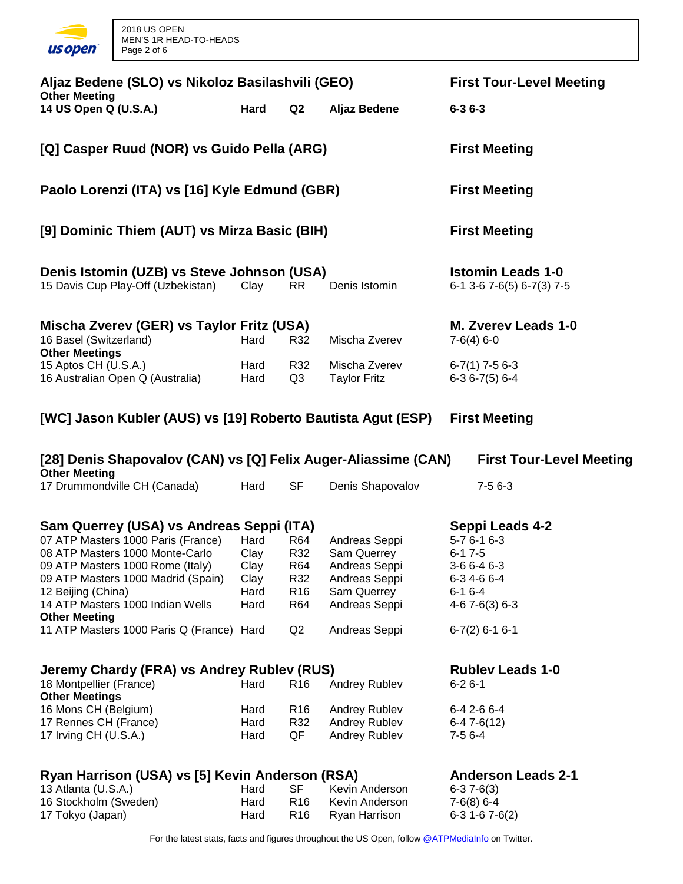## Aljaz Bedene (SLO) vs Nikoloz Basilashvili (GEO) — First Tour-Level Meeting

**Other Meeting**

| **14 US Open Q (U.S.A.)** | **Hard** | **Q2** | **Aljaz Bedene** | **6-3 6-3** |
|---|---|---|---|---|

## [Q] Casper Ruud (NOR) vs Guido Pella (ARG) — First Meeting

## Paolo Lorenzi (ITA) vs [16] Kyle Edmund (GBR) — First Meeting

## [9] Dominic Thiem (AUT) vs Mirza Basic (BIH) — First Meeting

## Denis Istomin (UZB) vs Steve Johnson (USA) — Istomin Leads 1-0

| 15 Davis Cup Play-Off (Uzbekistan) | Clay | RR | Denis Istomin | 6-1 3-6 7-6(5) 6-7(3) 7-5 |
|---|---|---|---|---|

## Mischa Zverev (GER) vs Taylor Fritz (USA) — M. Zverev Leads 1-0

| 16 Basel (Switzerland) | Hard | R32 | Mischa Zverev | 7-6(4) 6-0 |
|---|---|---|---|---|
| **Other Meetings** | | | | |
| 15 Aptos CH (U.S.A.) | Hard | R32 | Mischa Zverev | 6-7(1) 7-5 6-3 |
| 16 Australian Open Q (Australia) | Hard | Q3 | Taylor Fritz | 6-3 6-7(5) 6-4 |

## [WC] Jason Kubler (AUS) vs [19] Roberto Bautista Agut (ESP) — First Meeting

## [28] Denis Shapovalov (CAN) vs [Q] Felix Auger-Aliassime (CAN) — First Tour-Level Meeting

**Other Meeting**

| 17 Drummondville CH (Canada) | Hard | SF | Denis Shapovalov | 7-5 6-3 |
|---|---|---|---|---|

## Sam Querrey (USA) vs Andreas Seppi (ITA) — Seppi Leads 4-2

| 07 ATP Masters 1000 Paris (France) | Hard | R64 | Andreas Seppi | 5-7 6-1 6-3 |
|---|---|---|---|---|
| 08 ATP Masters 1000 Monte-Carlo | Clay | R32 | Sam Querrey | 6-1 7-5 |
| 09 ATP Masters 1000 Rome (Italy) | Clay | R64 | Andreas Seppi | 3-6 6-4 6-3 |
| 09 ATP Masters 1000 Madrid (Spain) | Clay | R32 | Andreas Seppi | 6-3 4-6 6-4 |
| 12 Beijing (China) | Hard | R16 | Sam Querrey | 6-1 6-4 |
| 14 ATP Masters 1000 Indian Wells | Hard | R64 | Andreas Seppi | 4-6 7-6(3) 6-3 |
| **Other Meeting** | | | | |
| 11 ATP Masters 1000 Paris Q (France) | Hard | Q2 | Andreas Seppi | 6-7(2) 6-1 6-1 |

## Jeremy Chardy (FRA) vs Andrey Rublev (RUS) — Rublev Leads 1-0

| 18 Montpellier (France) | Hard | R16 | Andrey Rublev | 6-2 6-1 |
|---|---|---|---|---|
| **Other Meetings** | | | | |
| 16 Mons CH (Belgium) | Hard | R16 | Andrey Rublev | 6-4 2-6 6-4 |
| 17 Rennes CH (France) | Hard | R32 | Andrey Rublev | 6-4 7-6(12) |
| 17 Irving CH (U.S.A.) | Hard | QF | Andrey Rublev | 7-5 6-4 |

## Ryan Harrison (USA) vs [5] Kevin Anderson (RSA) — Anderson Leads 2-1

| 13 Atlanta (U.S.A.) | Hard | SF | Kevin Anderson | 6-3 7-6(3) |
|---|---|---|---|---|
| 16 Stockholm (Sweden) | Hard | R16 | Kevin Anderson | 7-6(8) 6-4 |
| 17 Tokyo (Japan) | Hard | R16 | Ryan Harrison | 6-3 1-6 7-6(2) |

For the latest stats, facts and figures throughout the US Open, follow @ATPMediaInfo on Twitter.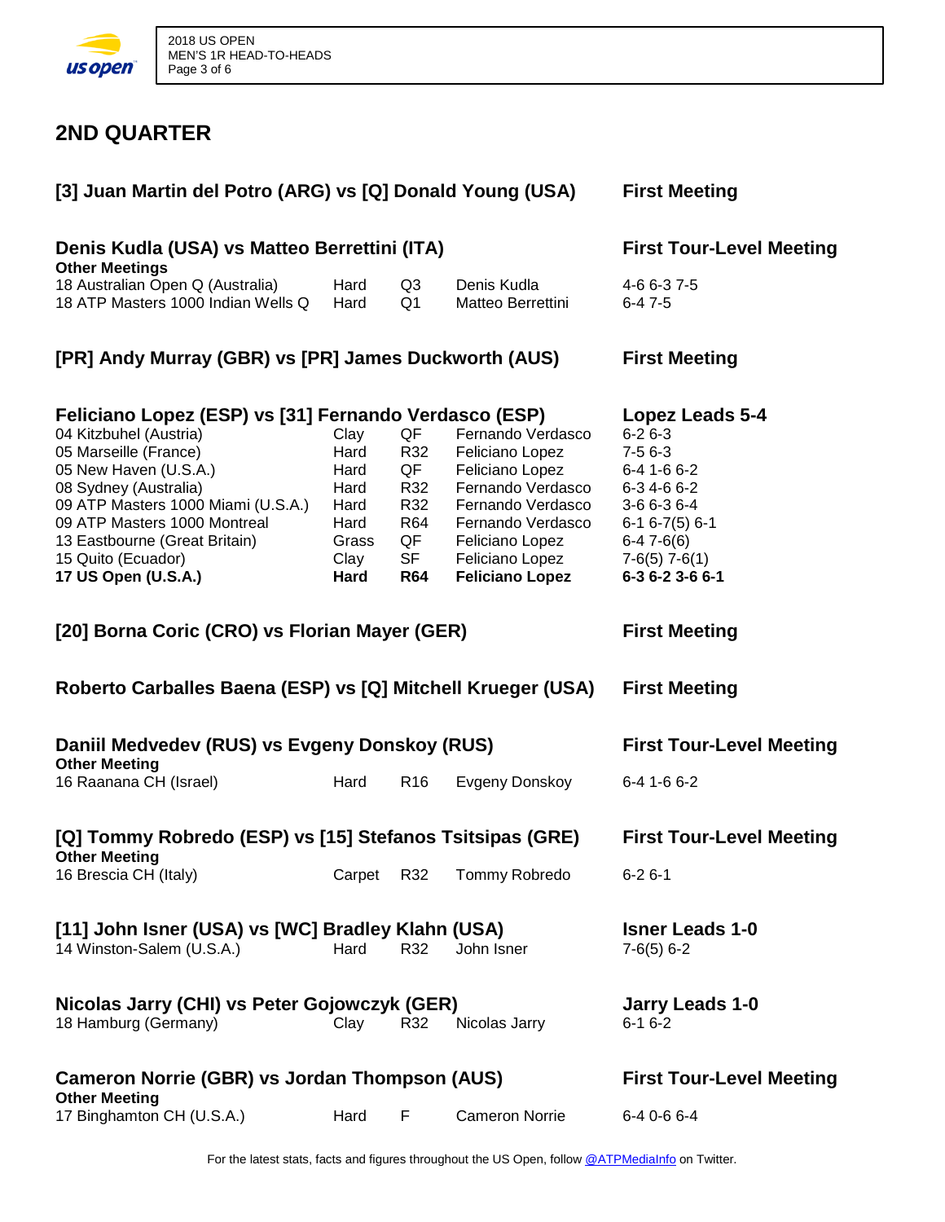## 2ND QUARTER

### [3] Juan Martin del Potro (ARG) vs [Q] Donald Young (USA) — First Meeting

### Denis Kudla (USA) vs Matteo Berrettini (ITA) — First Tour-Level Meeting

**Other Meetings**

| Tournament | Surface | Round | Winner | Score |
|---|---|---|---|---|
| 18 Australian Open Q (Australia) | Hard | Q3 | Denis Kudla | 4-6 6-3 7-5 |
| 18 ATP Masters 1000 Indian Wells Q | Hard | Q1 | Matteo Berrettini | 6-4 7-5 |

### [PR] Andy Murray (GBR) vs [PR] James Duckworth (AUS) — First Meeting

### Feliciano Lopez (ESP) vs [31] Fernando Verdasco (ESP) — Lopez Leads 5-4

| Tournament | Surface | Round | Winner | Score |
|---|---|---|---|---|
| 04 Kitzbuhel (Austria) | Clay | QF | Fernando Verdasco | 6-2 6-3 |
| 05 Marseille (France) | Hard | R32 | Feliciano Lopez | 7-5 6-3 |
| 05 New Haven (U.S.A.) | Hard | QF | Feliciano Lopez | 6-4 1-6 6-2 |
| 08 Sydney (Australia) | Hard | R32 | Fernando Verdasco | 6-3 4-6 6-2 |
| 09 ATP Masters 1000 Miami (U.S.A.) | Hard | R32 | Fernando Verdasco | 3-6 6-3 6-4 |
| 09 ATP Masters 1000 Montreal | Hard | R64 | Fernando Verdasco | 6-1 6-7(5) 6-1 |
| 13 Eastbourne (Great Britain) | Grass | QF | Feliciano Lopez | 6-4 7-6(6) |
| 15 Quito (Ecuador) | Clay | SF | Feliciano Lopez | 7-6(5) 7-6(1) |
| **17 US Open (U.S.A.)** | **Hard** | **R64** | **Feliciano Lopez** | **6-3 6-2 3-6 6-1** |

### [20] Borna Coric (CRO) vs Florian Mayer (GER) — First Meeting

### Roberto Carballes Baena (ESP) vs [Q] Mitchell Krueger (USA) — First Meeting

### Daniil Medvedev (RUS) vs Evgeny Donskoy (RUS) — First Tour-Level Meeting

**Other Meeting**

| Tournament | Surface | Round | Winner | Score |
|---|---|---|---|---|
| 16 Raanana CH (Israel) | Hard | R16 | Evgeny Donskoy | 6-4 1-6 6-2 |

### [Q] Tommy Robredo (ESP) vs [15] Stefanos Tsitsipas (GRE) — First Tour-Level Meeting

**Other Meeting**

| Tournament | Surface | Round | Winner | Score |
|---|---|---|---|---|
| 16 Brescia CH (Italy) | Carpet | R32 | Tommy Robredo | 6-2 6-1 |

### [11] John Isner (USA) vs [WC] Bradley Klahn (USA) — Isner Leads 1-0

| Tournament | Surface | Round | Winner | Score |
|---|---|---|---|---|
| 14 Winston-Salem (U.S.A.) | Hard | R32 | John Isner | 7-6(5) 6-2 |

### Nicolas Jarry (CHI) vs Peter Gojowczyk (GER) — Jarry Leads 1-0

| Tournament | Surface | Round | Winner | Score |
|---|---|---|---|---|
| 18 Hamburg (Germany) | Clay | R32 | Nicolas Jarry | 6-1 6-2 |

### Cameron Norrie (GBR) vs Jordan Thompson (AUS) — First Tour-Level Meeting

**Other Meeting**

| Tournament | Surface | Round | Winner | Score |
|---|---|---|---|---|
| 17 Binghamton CH (U.S.A.) | Hard | F | Cameron Norrie | 6-4 0-6 6-4 |

For the latest stats, facts and figures throughout the US Open, follow @ATPMediaInfo on Twitter.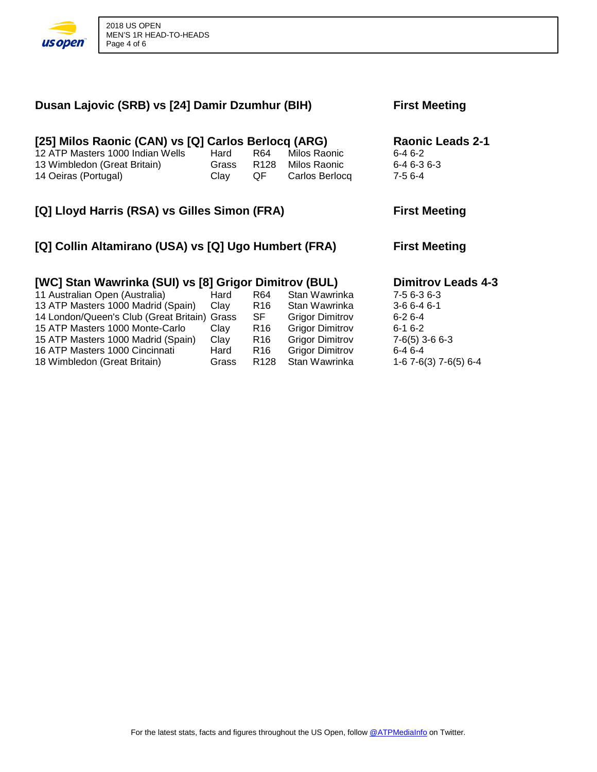### Dusan Lajovic (SRB) vs [24] Damir Dzumhur (BIH)

**First Meeting**

### [25] Milos Raonic (CAN) vs [Q] Carlos Berlocq (ARG)

**Raonic Leads 2-1**

| | | | | |
|---|---|---|---|---|
| 12 ATP Masters 1000 Indian Wells | Hard | R64 | Milos Raonic | 6-4 6-2 |
| 13 Wimbledon (Great Britain) | Grass | R128 | Milos Raonic | 6-4 6-3 6-3 |
| 14 Oeiras (Portugal) | Clay | QF | Carlos Berlocq | 7-5 6-4 |

### [Q] Lloyd Harris (RSA) vs Gilles Simon (FRA)

**First Meeting**

### [Q] Collin Altamirano (USA) vs [Q] Ugo Humbert (FRA)

**First Meeting**

### [WC] Stan Wawrinka (SUI) vs [8] Grigor Dimitrov (BUL)

**Dimitrov Leads 4-3**

| | | | | |
|---|---|---|---|---|
| 11 Australian Open (Australia) | Hard | R64 | Stan Wawrinka | 7-5 6-3 6-3 |
| 13 ATP Masters 1000 Madrid (Spain) | Clay | R16 | Stan Wawrinka | 3-6 6-4 6-1 |
| 14 London/Queen's Club (Great Britain) | Grass | SF | Grigor Dimitrov | 6-2 6-4 |
| 15 ATP Masters 1000 Monte-Carlo | Clay | R16 | Grigor Dimitrov | 6-1 6-2 |
| 15 ATP Masters 1000 Madrid (Spain) | Clay | R16 | Grigor Dimitrov | 7-6(5) 3-6 6-3 |
| 16 ATP Masters 1000 Cincinnati | Hard | R16 | Grigor Dimitrov | 6-4 6-4 |
| 18 Wimbledon (Great Britain) | Grass | R128 | Stan Wawrinka | 1-6 7-6(3) 7-6(5) 6-4 |

For the latest stats, facts and figures throughout the US Open, follow @ATPMediaInfo on Twitter.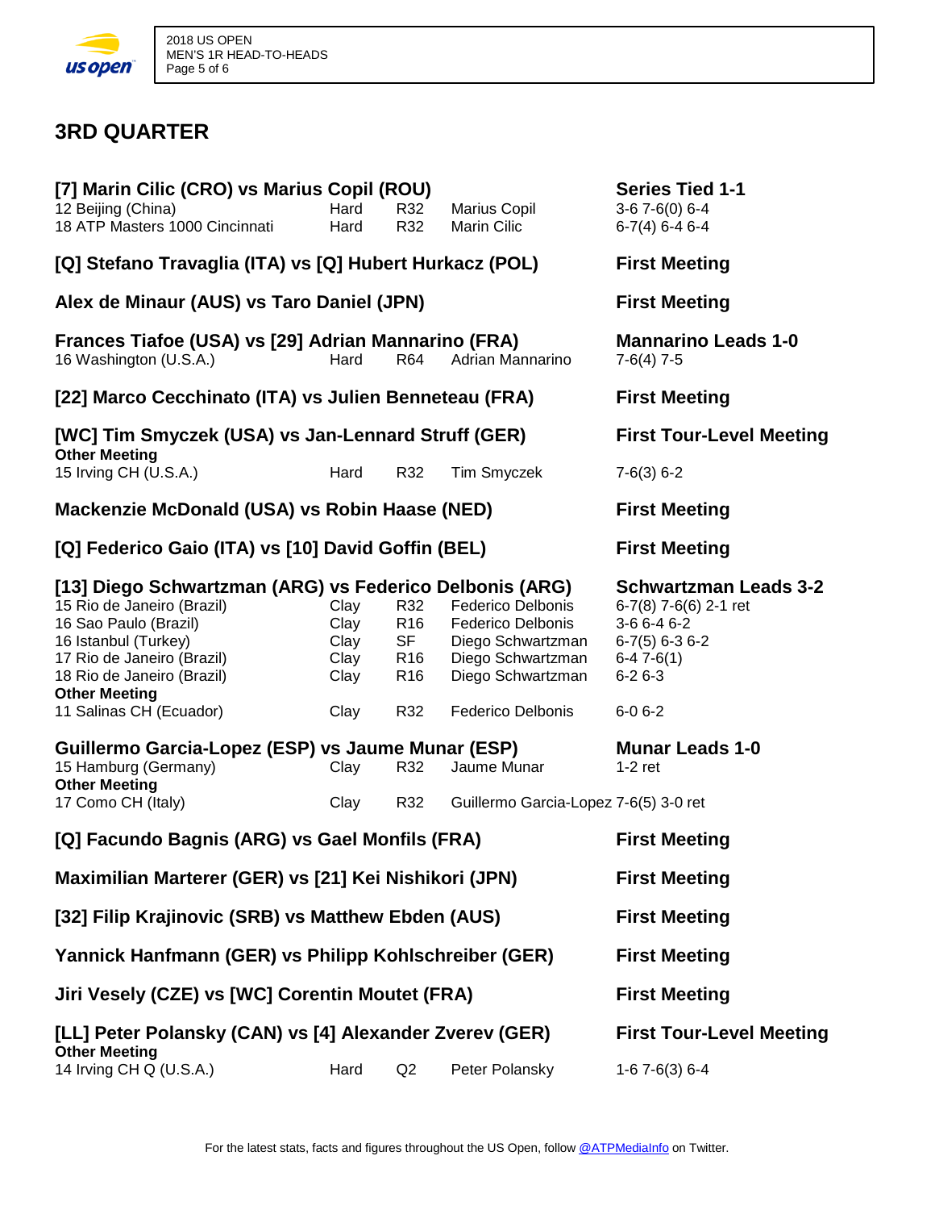## 3RD QUARTER

### [7] Marin Cilic (CRO) vs Marius Copil (ROU) — Series Tied 1-1

| Tournament | Surface | Round | Winner | Score |
|---|---|---|---|---|
| 12 Beijing (China) | Hard | R32 | Marius Copil | 3-6 7-6(0) 6-4 |
| 18 ATP Masters 1000 Cincinnati | Hard | R32 | Marin Cilic | 6-7(4) 6-4 6-4 |

### [Q] Stefano Travaglia (ITA) vs [Q] Hubert Hurkacz (POL) — First Meeting

### Alex de Minaur (AUS) vs Taro Daniel (JPN) — First Meeting

### Frances Tiafoe (USA) vs [29] Adrian Mannarino (FRA) — Mannarino Leads 1-0

| Tournament | Surface | Round | Winner | Score |
|---|---|---|---|---|
| 16 Washington (U.S.A.) | Hard | R64 | Adrian Mannarino | 7-6(4) 7-5 |

### [22] Marco Cecchinato (ITA) vs Julien Benneteau (FRA) — First Meeting

### [WC] Tim Smyczek (USA) vs Jan-Lennard Struff (GER) — First Tour-Level Meeting

**Other Meeting**

| Tournament | Surface | Round | Winner | Score |
|---|---|---|---|---|
| 15 Irving CH (U.S.A.) | Hard | R32 | Tim Smyczek | 7-6(3) 6-2 |

### Mackenzie McDonald (USA) vs Robin Haase (NED) — First Meeting

### [Q] Federico Gaio (ITA) vs [10] David Goffin (BEL) — First Meeting

### [13] Diego Schwartzman (ARG) vs Federico Delbonis (ARG) — Schwartzman Leads 3-2

| Tournament | Surface | Round | Winner | Score |
|---|---|---|---|---|
| 15 Rio de Janeiro (Brazil) | Clay | R32 | Federico Delbonis | 6-7(8) 7-6(6) 2-1 ret |
| 16 Sao Paulo (Brazil) | Clay | R16 | Federico Delbonis | 3-6 6-4 6-2 |
| 16 Istanbul (Turkey) | Clay | SF | Diego Schwartzman | 6-7(5) 6-3 6-2 |
| 17 Rio de Janeiro (Brazil) | Clay | R16 | Diego Schwartzman | 6-4 7-6(1) |
| 18 Rio de Janeiro (Brazil) | Clay | R16 | Diego Schwartzman | 6-2 6-3 |

**Other Meeting**

| Tournament | Surface | Round | Winner | Score |
|---|---|---|---|---|
| 11 Salinas CH (Ecuador) | Clay | R32 | Federico Delbonis | 6-0 6-2 |

### Guillermo Garcia-Lopez (ESP) vs Jaume Munar (ESP) — Munar Leads 1-0

| Tournament | Surface | Round | Winner | Score |
|---|---|---|---|---|
| 15 Hamburg (Germany) | Clay | R32 | Jaume Munar | 1-2 ret |

**Other Meeting**

| Tournament | Surface | Round | Winner | Score |
|---|---|---|---|---|
| 17 Como CH (Italy) | Clay | R32 | Guillermo Garcia-Lopez | 7-6(5) 3-0 ret |

### [Q] Facundo Bagnis (ARG) vs Gael Monfils (FRA) — First Meeting

### Maximilian Marterer (GER) vs [21] Kei Nishikori (JPN) — First Meeting

### [32] Filip Krajinovic (SRB) vs Matthew Ebden (AUS) — First Meeting

### Yannick Hanfmann (GER) vs Philipp Kohlschreiber (GER) — First Meeting

### Jiri Vesely (CZE) vs [WC] Corentin Moutet (FRA) — First Meeting

### [LL] Peter Polansky (CAN) vs [4] Alexander Zverev (GER) — First Tour-Level Meeting

**Other Meeting**

| Tournament | Surface | Round | Winner | Score |
|---|---|---|---|---|
| 14 Irving CH Q (U.S.A.) | Hard | Q2 | Peter Polansky | 1-6 7-6(3) 6-4 |

For the latest stats, facts and figures throughout the US Open, follow @ATPMediaInfo on Twitter.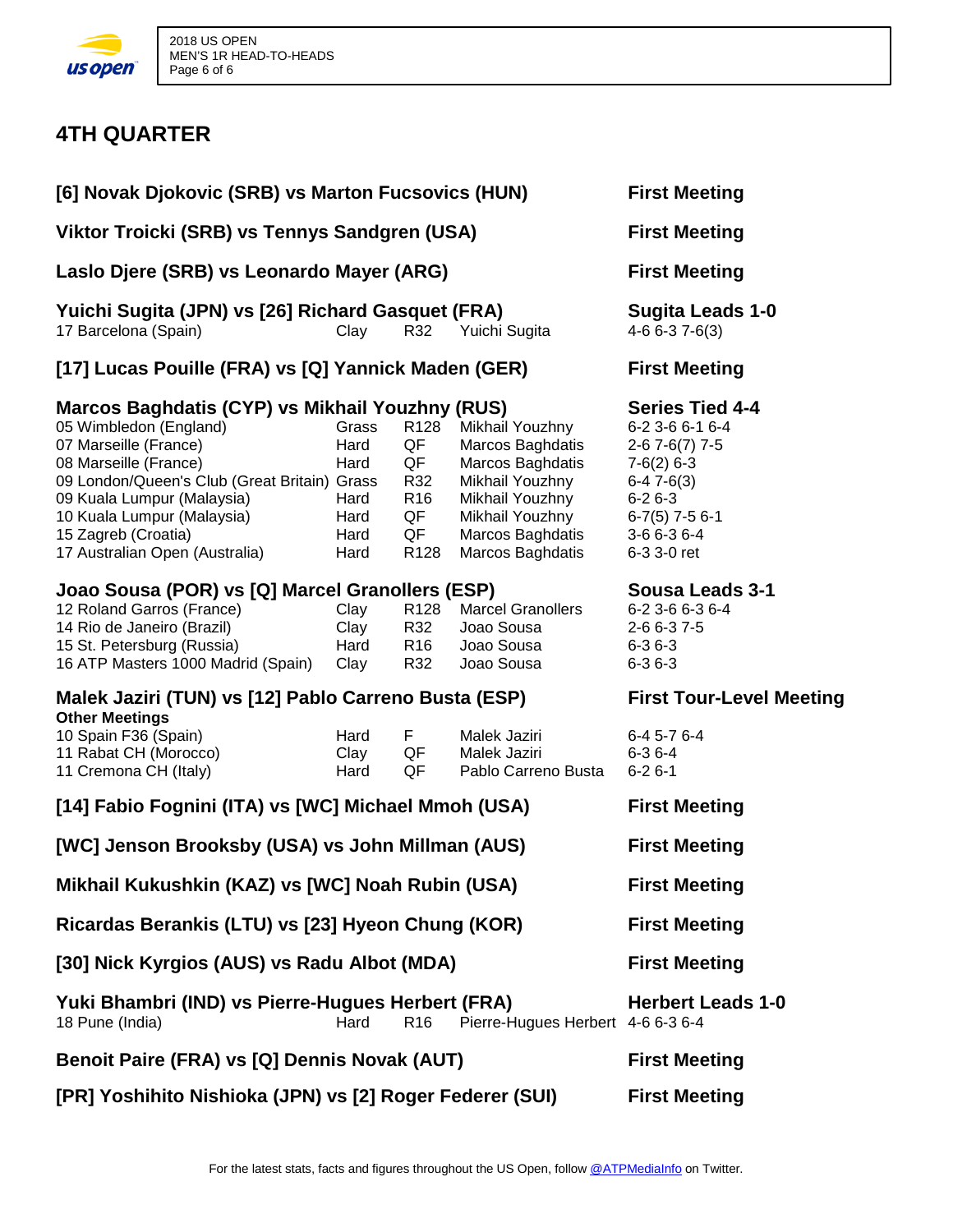## 4TH QUARTER

**[6] Novak Djokovic (SRB) vs Marton Fucsovics (HUN)** — **First Meeting**

**Viktor Troicki (SRB) vs Tennys Sandgren (USA)** — **First Meeting**

**Laslo Djere (SRB) vs Leonardo Mayer (ARG)** — **First Meeting**

**Yuichi Sugita (JPN) vs [26] Richard Gasquet (FRA)** — **Sugita Leads 1-0**

| | | | | |
|---|---|---|---|---|
| 17 Barcelona (Spain) | Clay | R32 | Yuichi Sugita | 4-6 6-3 7-6(3) |

**[17] Lucas Pouille (FRA) vs [Q] Yannick Maden (GER)** — **First Meeting**

**Marcos Baghdatis (CYP) vs Mikhail Youzhny (RUS)** — **Series Tied 4-4**

| | | | | |
|---|---|---|---|---|
| 05 Wimbledon (England) | Grass | R128 | Mikhail Youzhny | 6-2 3-6 6-1 6-4 |
| 07 Marseille (France) | Hard | QF | Marcos Baghdatis | 2-6 7-6(7) 7-5 |
| 08 Marseille (France) | Hard | QF | Marcos Baghdatis | 7-6(2) 6-3 |
| 09 London/Queen's Club (Great Britain) | Grass | R32 | Mikhail Youzhny | 6-4 7-6(3) |
| 09 Kuala Lumpur (Malaysia) | Hard | R16 | Mikhail Youzhny | 6-2 6-3 |
| 10 Kuala Lumpur (Malaysia) | Hard | QF | Mikhail Youzhny | 6-7(5) 7-5 6-1 |
| 15 Zagreb (Croatia) | Hard | QF | Marcos Baghdatis | 3-6 6-3 6-4 |
| 17 Australian Open (Australia) | Hard | R128 | Marcos Baghdatis | 6-3 3-0 ret |

**Joao Sousa (POR) vs [Q] Marcel Granollers (ESP)** — **Sousa Leads 3-1**

| | | | | |
|---|---|---|---|---|
| 12 Roland Garros (France) | Clay | R128 | Marcel Granollers | 6-2 3-6 6-3 6-4 |
| 14 Rio de Janeiro (Brazil) | Clay | R32 | Joao Sousa | 2-6 6-3 7-5 |
| 15 St. Petersburg (Russia) | Hard | R16 | Joao Sousa | 6-3 6-3 |
| 16 ATP Masters 1000 Madrid (Spain) | Clay | R32 | Joao Sousa | 6-3 6-3 |

**Malek Jaziri (TUN) vs [12] Pablo Carreno Busta (ESP)** — **First Tour-Level Meeting**

**Other Meetings**

| | | | | |
|---|---|---|---|---|
| 10 Spain F36 (Spain) | Hard | F | Malek Jaziri | 6-4 5-7 6-4 |
| 11 Rabat CH (Morocco) | Clay | QF | Malek Jaziri | 6-3 6-4 |
| 11 Cremona CH (Italy) | Hard | QF | Pablo Carreno Busta | 6-2 6-1 |

**[14] Fabio Fognini (ITA) vs [WC] Michael Mmoh (USA)** — **First Meeting**

**[WC] Jenson Brooksby (USA) vs John Millman (AUS)** — **First Meeting**

**Mikhail Kukushkin (KAZ) vs [WC] Noah Rubin (USA)** — **First Meeting**

**Ricardas Berankis (LTU) vs [23] Hyeon Chung (KOR)** — **First Meeting**

**[30] Nick Kyrgios (AUS) vs Radu Albot (MDA)** — **First Meeting**

**Yuki Bhambri (IND) vs Pierre-Hugues Herbert (FRA)** — **Herbert Leads 1-0**

| | | | | |
|---|---|---|---|---|
| 18 Pune (India) | Hard | R16 | Pierre-Hugues Herbert | 4-6 6-3 6-4 |

**Benoit Paire (FRA) vs [Q] Dennis Novak (AUT)** — **First Meeting**

**[PR] Yoshihito Nishioka (JPN) vs [2] Roger Federer (SUI)** — **First Meeting**

For the latest stats, facts and figures throughout the US Open, follow @ATPMediaInfo on Twitter.